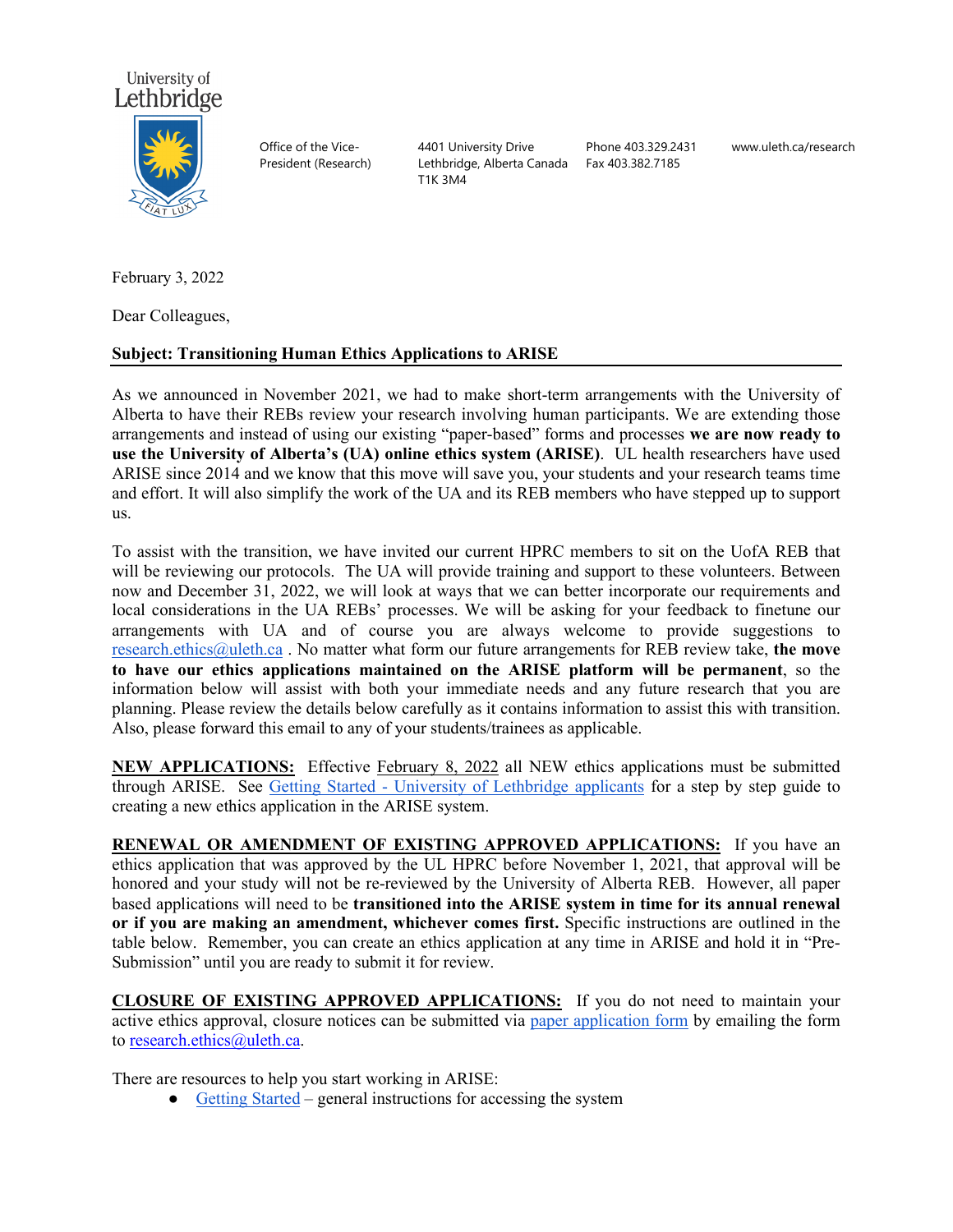University of Lethbridge

Office of the Vice-President (Research)

4401 University Drive
Lethbridge, Alberta Canada
T1K 3M4

Phone 403.329.2431
Fax 403.382.7185

www.uleth.ca/research

February 3, 2022

Dear Colleagues,

**Subject: Transitioning Human Ethics Applications to ARISE**

As we announced in November 2021, we had to make short-term arrangements with the University of Alberta to have their REBs review your research involving human participants. We are extending those arrangements and instead of using our existing "paper-based" forms and processes **we are now ready to use the University of Alberta's (UA) online ethics system (ARISE)**. UL health researchers have used ARISE since 2014 and we know that this move will save you, your students and your research teams time and effort. It will also simplify the work of the UA and its REB members who have stepped up to support us.

To assist with the transition, we have invited our current HPRC members to sit on the UofA REB that will be reviewing our protocols. The UA will provide training and support to these volunteers. Between now and December 31, 2022, we will look at ways that we can better incorporate our requirements and local considerations in the UA REBs' processes. We will be asking for your feedback to finetune our arrangements with UA and of course you are always welcome to provide suggestions to research.ethics@uleth.ca . No matter what form our future arrangements for REB review take, **the move to have our ethics applications maintained on the ARISE platform will be permanent**, so the information below will assist with both your immediate needs and any future research that you are planning. Please review the details below carefully as it contains information to assist this with transition. Also, please forward this email to any of your students/trainees as applicable.

**NEW APPLICATIONS:** Effective February 8, 2022 all NEW ethics applications must be submitted through ARISE. See Getting Started - University of Lethbridge applicants for a step by step guide to creating a new ethics application in the ARISE system.

**RENEWAL OR AMENDMENT OF EXISTING APPROVED APPLICATIONS:** If you have an ethics application that was approved by the UL HPRC before November 1, 2021, that approval will be honored and your study will not be re-reviewed by the University of Alberta REB. However, all paper based applications will need to be **transitioned into the ARISE system in time for its annual renewal or if you are making an amendment, whichever comes first.** Specific instructions are outlined in the table below. Remember, you can create an ethics application at any time in ARISE and hold it in "Pre-Submission" until you are ready to submit it for review.

**CLOSURE OF EXISTING APPROVED APPLICATIONS:** If you do not need to maintain your active ethics approval, closure notices can be submitted via paper application form by emailing the form to research.ethics@uleth.ca.

There are resources to help you start working in ARISE:

- Getting Started – general instructions for accessing the system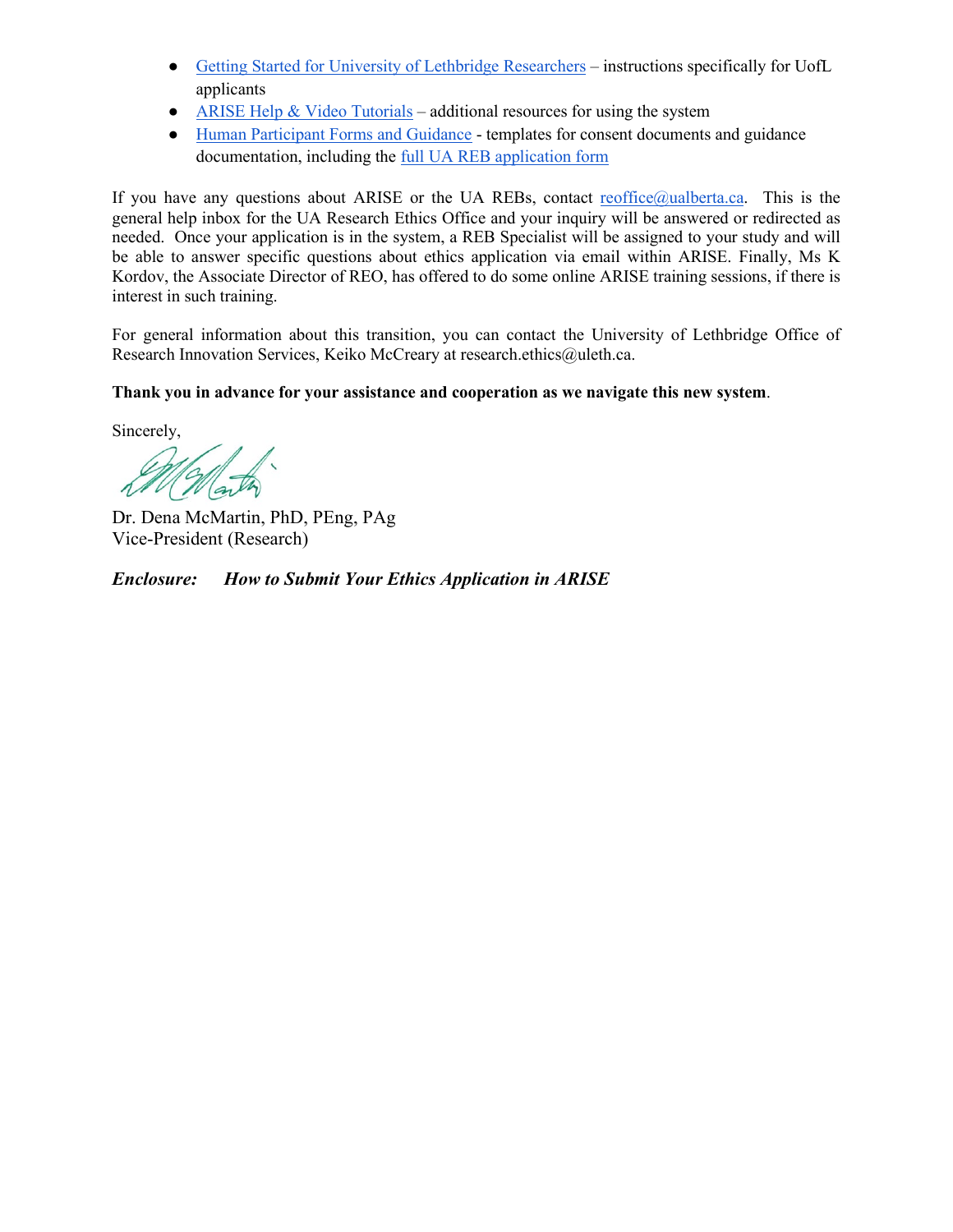- Getting Started for University of Lethbridge Researchers – instructions specifically for UofL applicants
- ARISE Help & Video Tutorials – additional resources for using the system
- Human Participant Forms and Guidance - templates for consent documents and guidance documentation, including the full UA REB application form

If you have any questions about ARISE or the UA REBs, contact reoffice@ualberta.ca. This is the general help inbox for the UA Research Ethics Office and your inquiry will be answered or redirected as needed. Once your application is in the system, a REB Specialist will be assigned to your study and will be able to answer specific questions about ethics application via email within ARISE. Finally, Ms K Kordov, the Associate Director of REO, has offered to do some online ARISE training sessions, if there is interest in such training.

For general information about this transition, you can contact the University of Lethbridge Office of Research Innovation Services, Keiko McCreary at research.ethics@uleth.ca.

**Thank you in advance for your assistance and cooperation as we navigate this new system**.

Sincerely,

Dr. Dena McMartin, PhD, PEng, PAg
Vice-President (Research)

***Enclosure:*** ***How to Submit Your Ethics Application in ARISE***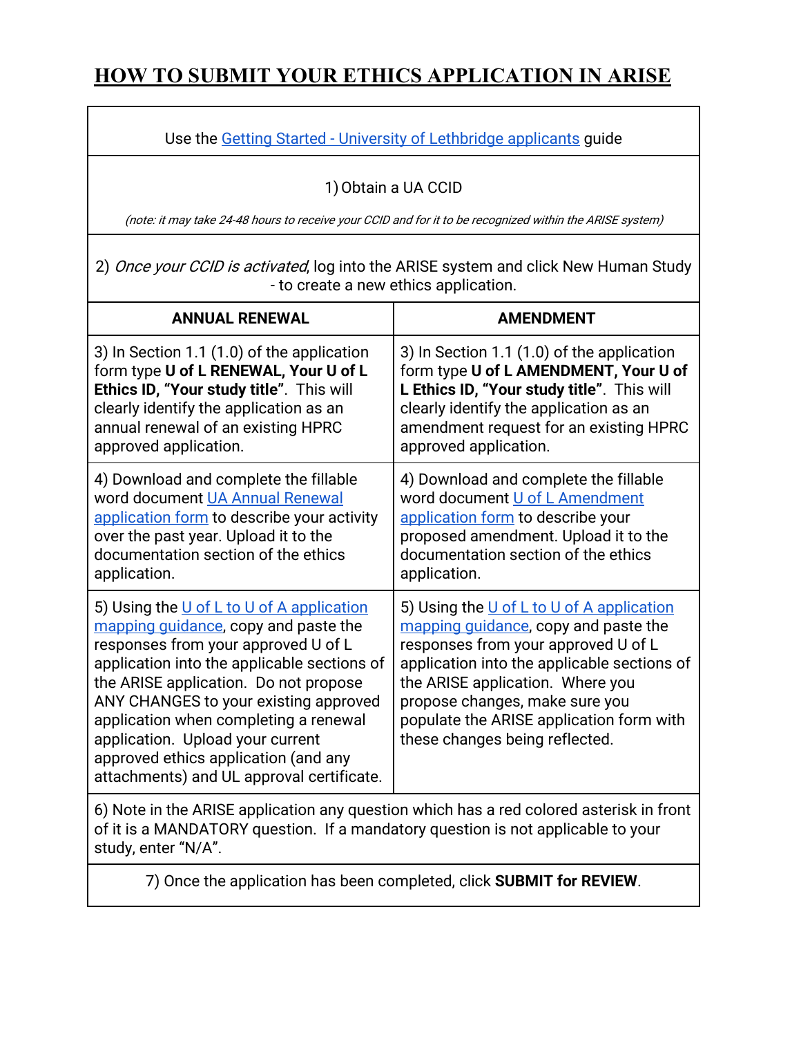# HOW TO SUBMIT YOUR ETHICS APPLICATION IN ARISE

Use the Getting Started - University of Lethbridge applicants guide

1) Obtain a UA CCID

*(note: it may take 24-48 hours to receive your CCID and for it to be recognized within the ARISE system)*

2) *Once your CCID is activated*, log into the ARISE system and click New Human Study - to create a new ethics application.

| ANNUAL RENEWAL | AMENDMENT |
|---|---|
| 3) In Section 1.1 (1.0) of the application form type **U of L RENEWAL, Your U of L Ethics ID, "Your study title"**. This will clearly identify the application as an annual renewal of an existing HPRC approved application. | 3) In Section 1.1 (1.0) of the application form type **U of L AMENDMENT, Your U of L Ethics ID, "Your study title"**. This will clearly identify the application as an amendment request for an existing HPRC approved application. |
| 4) Download and complete the fillable word document UA Annual Renewal application form to describe your activity over the past year. Upload it to the documentation section of the ethics application. | 4) Download and complete the fillable word document U of L Amendment application form to describe your proposed amendment. Upload it to the documentation section of the ethics application. |
| 5) Using the U of L to U of A application mapping guidance, copy and paste the responses from your approved U of L application into the applicable sections of the ARISE application. Do not propose ANY CHANGES to your existing approved application when completing a renewal application. Upload your current approved ethics application (and any attachments) and UL approval certificate. | 5) Using the U of L to U of A application mapping guidance, copy and paste the responses from your approved U of L application into the applicable sections of the ARISE application. Where you propose changes, make sure you populate the ARISE application form with these changes being reflected. |

6) Note in the ARISE application any question which has a red colored asterisk in front of it is a MANDATORY question. If a mandatory question is not applicable to your study, enter "N/A".

7) Once the application has been completed, click **SUBMIT for REVIEW**.